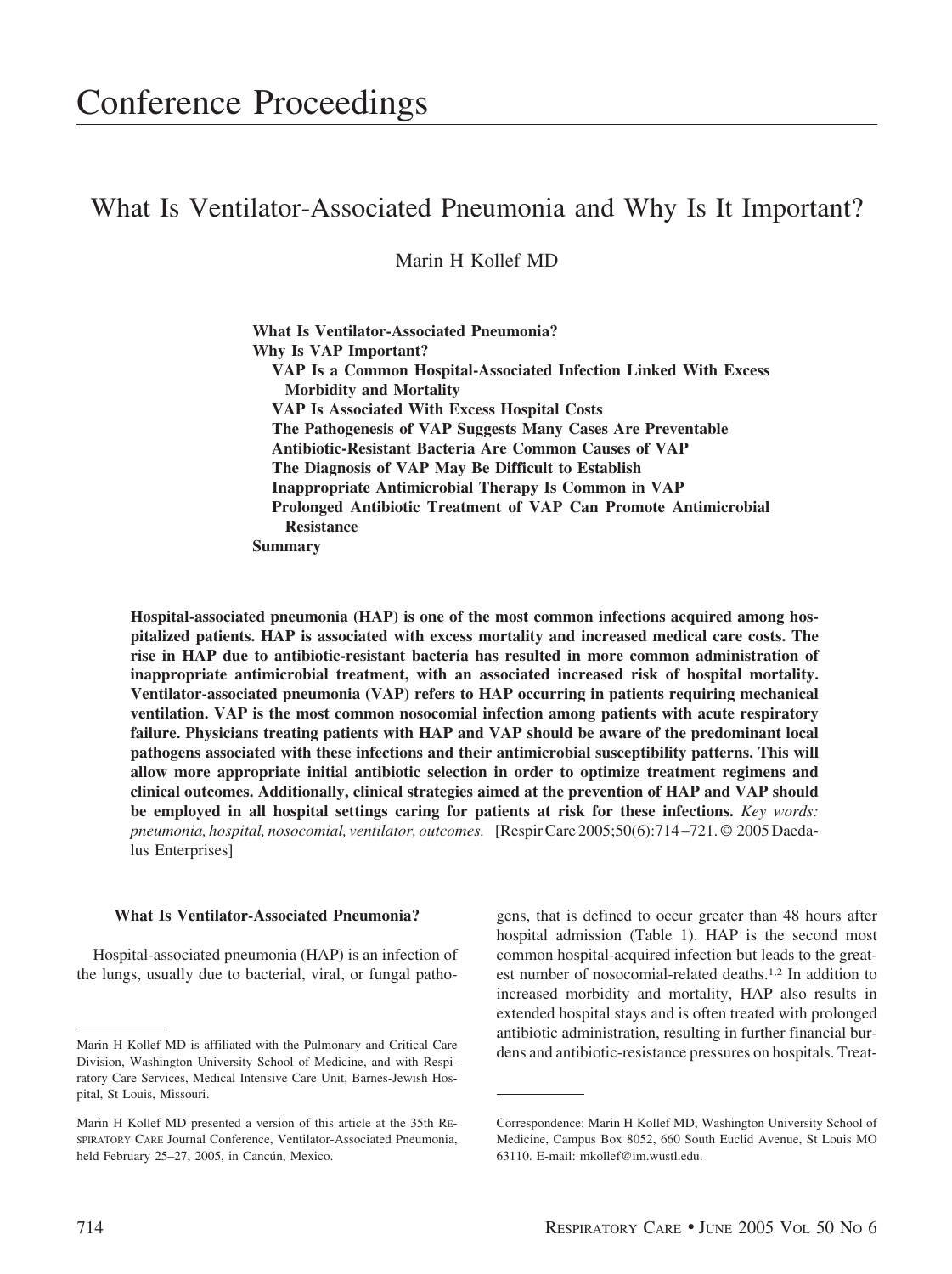# Conference Proceedings

## What Is Ventilator-Associated Pneumonia and Why Is It Important?

Marin H Kollef MD

**What Is Ventilator-Associated Pneumonia?**
**Why Is VAP Important?**
- **VAP Is a Common Hospital-Associated Infection Linked With Excess Morbidity and Mortality**
- **VAP Is Associated With Excess Hospital Costs**
- **The Pathogenesis of VAP Suggests Many Cases Are Preventable**
- **Antibiotic-Resistant Bacteria Are Common Causes of VAP**
- **The Diagnosis of VAP May Be Difficult to Establish**
- **Inappropriate Antimicrobial Therapy Is Common in VAP**
- **Prolonged Antibiotic Treatment of VAP Can Promote Antimicrobial Resistance**

**Summary**

**Hospital-associated pneumonia (HAP) is one of the most common infections acquired among hospitalized patients. HAP is associated with excess mortality and increased medical care costs. The rise in HAP due to antibiotic-resistant bacteria has resulted in more common administration of inappropriate antimicrobial treatment, with an associated increased risk of hospital mortality. Ventilator-associated pneumonia (VAP) refers to HAP occurring in patients requiring mechanical ventilation. VAP is the most common nosocomial infection among patients with acute respiratory failure. Physicians treating patients with HAP and VAP should be aware of the predominant local pathogens associated with these infections and their antimicrobial susceptibility patterns. This will allow more appropriate initial antibiotic selection in order to optimize treatment regimens and clinical outcomes. Additionally, clinical strategies aimed at the prevention of HAP and VAP should be employed in all hospital settings caring for patients at risk for these infections.** *Key words: pneumonia, hospital, nosocomial, ventilator, outcomes.* [Respir Care 2005;50(6):714–721. © 2005 Daedalus Enterprises]

### What Is Ventilator-Associated Pneumonia?

Hospital-associated pneumonia (HAP) is an infection of the lungs, usually due to bacterial, viral, or fungal pathogens, that is defined to occur greater than 48 hours after hospital admission (Table 1). HAP is the second most common hospital-acquired infection but leads to the greatest number of nosocomial-related deaths.[1,2] In addition to increased morbidity and mortality, HAP also results in extended hospital stays and is often treated with prolonged antibiotic administration, resulting in further financial burdens and antibiotic-resistance pressures on hospitals. Treat-

---

Marin H Kollef MD is affiliated with the Pulmonary and Critical Care Division, Washington University School of Medicine, and with Respiratory Care Services, Medical Intensive Care Unit, Barnes-Jewish Hospital, St Louis, Missouri.

Marin H Kollef MD presented a version of this article at the 35th RESPIRATORY CARE Journal Conference, Ventilator-Associated Pneumonia, held February 25–27, 2005, in Cancún, Mexico.

Correspondence: Marin H Kollef MD, Washington University School of Medicine, Campus Box 8052, 660 South Euclid Avenue, St Louis MO 63110. E-mail: mkollef@im.wustl.edu.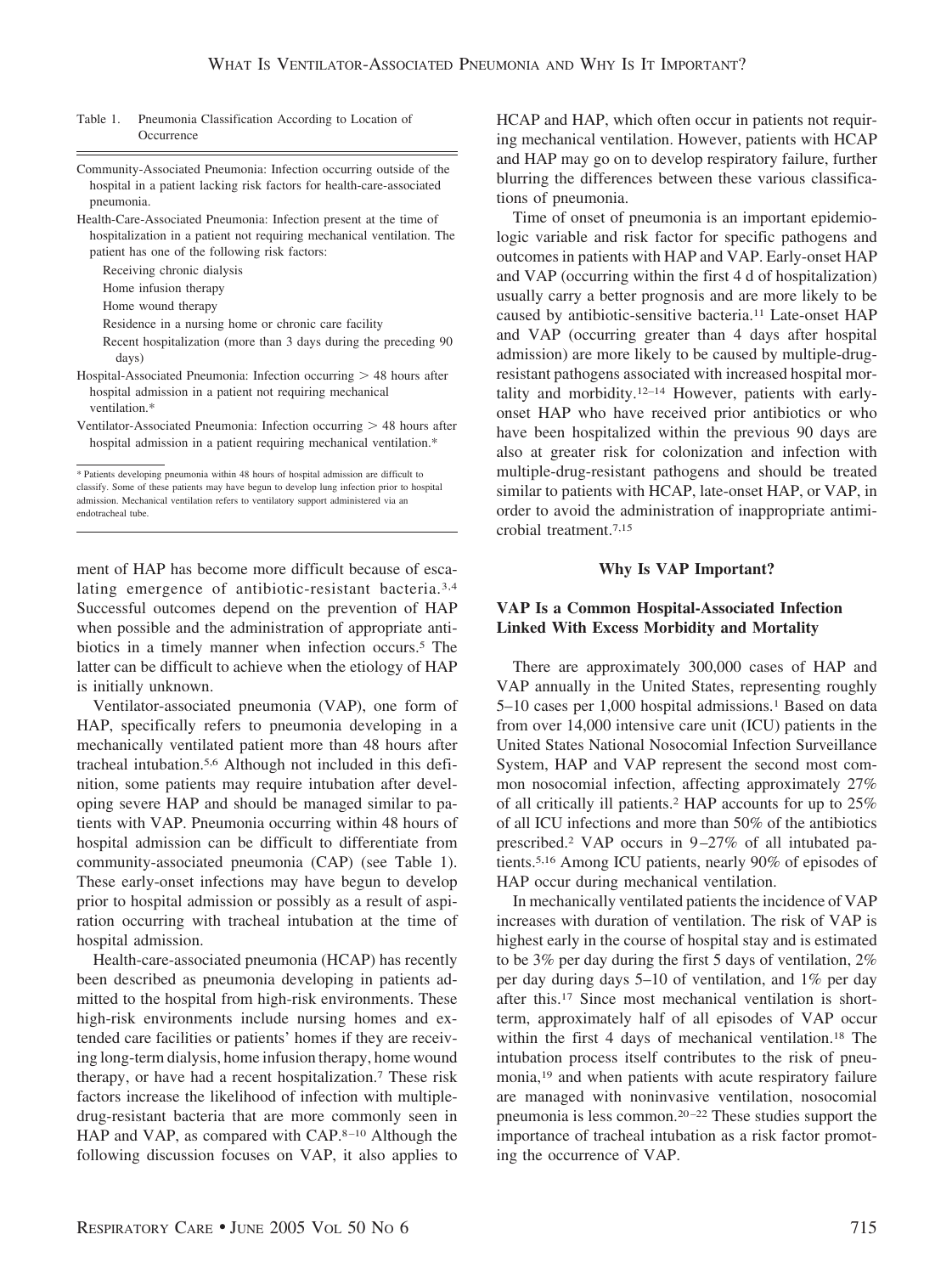Table 1. Pneumonia Classification According to Location of Occurrence

Community-Associated Pneumonia: Infection occurring outside of the hospital in a patient lacking risk factors for health-care-associated pneumonia.

Health-Care-Associated Pneumonia: Infection present at the time of hospitalization in a patient not requiring mechanical ventilation. The patient has one of the following risk factors:

- Receiving chronic dialysis
- Home infusion therapy
- Home wound therapy
- Residence in a nursing home or chronic care facility
- Recent hospitalization (more than 3 days during the preceding 90 days)

Hospital-Associated Pneumonia: Infection occurring > 48 hours after hospital admission in a patient not requiring mechanical ventilation.*

Ventilator-Associated Pneumonia: Infection occurring > 48 hours after hospital admission in a patient requiring mechanical ventilation.*

\* Patients developing pneumonia within 48 hours of hospital admission are difficult to classify. Some of these patients may have begun to develop lung infection prior to hospital admission. Mechanical ventilation refers to ventilatory support administered via an endotracheal tube.

ment of HAP has become more difficult because of escalating emergence of antibiotic-resistant bacteria.[3,4] Successful outcomes depend on the prevention of HAP when possible and the administration of appropriate antibiotics in a timely manner when infection occurs.[5] The latter can be difficult to achieve when the etiology of HAP is initially unknown.

Ventilator-associated pneumonia (VAP), one form of HAP, specifically refers to pneumonia developing in a mechanically ventilated patient more than 48 hours after tracheal intubation.[5,6] Although not included in this definition, some patients may require intubation after developing severe HAP and should be managed similar to patients with VAP. Pneumonia occurring within 48 hours of hospital admission can be difficult to differentiate from community-associated pneumonia (CAP) (see Table 1). These early-onset infections may have begun to develop prior to hospital admission or possibly as a result of aspiration occurring with tracheal intubation at the time of hospital admission.

Health-care-associated pneumonia (HCAP) has recently been described as pneumonia developing in patients admitted to the hospital from high-risk environments. These high-risk environments include nursing homes and extended care facilities or patients' homes if they are receiving long-term dialysis, home infusion therapy, home wound therapy, or have had a recent hospitalization.[7] These risk factors increase the likelihood of infection with multiple-drug-resistant bacteria that are more commonly seen in HAP and VAP, as compared with CAP.[8–10] Although the following discussion focuses on VAP, it also applies to HCAP and HAP, which often occur in patients not requiring mechanical ventilation. However, patients with HCAP and HAP may go on to develop respiratory failure, further blurring the differences between these various classifications of pneumonia.

Time of onset of pneumonia is an important epidemiologic variable and risk factor for specific pathogens and outcomes in patients with HAP and VAP. Early-onset HAP and VAP (occurring within the first 4 d of hospitalization) usually carry a better prognosis and are more likely to be caused by antibiotic-sensitive bacteria.[11] Late-onset HAP and VAP (occurring greater than 4 days after hospital admission) are more likely to be caused by multiple-drug-resistant pathogens associated with increased hospital mortality and morbidity.[12–14] However, patients with early-onset HAP who have received prior antibiotics or who have been hospitalized within the previous 90 days are also at greater risk for colonization and infection with multiple-drug-resistant pathogens and should be treated similar to patients with HCAP, late-onset HAP, or VAP, in order to avoid the administration of inappropriate antimicrobial treatment.[7,15]

## Why Is VAP Important?

### VAP Is a Common Hospital-Associated Infection Linked With Excess Morbidity and Mortality

There are approximately 300,000 cases of HAP and VAP annually in the United States, representing roughly 5–10 cases per 1,000 hospital admissions.[1] Based on data from over 14,000 intensive care unit (ICU) patients in the United States National Nosocomial Infection Surveillance System, HAP and VAP represent the second most common nosocomial infection, affecting approximately 27% of all critically ill patients.[2] HAP accounts for up to 25% of all ICU infections and more than 50% of the antibiotics prescribed.[2] VAP occurs in 9–27% of all intubated patients.[5,16] Among ICU patients, nearly 90% of episodes of HAP occur during mechanical ventilation.

In mechanically ventilated patients the incidence of VAP increases with duration of ventilation. The risk of VAP is highest early in the course of hospital stay and is estimated to be 3% per day during the first 5 days of ventilation, 2% per day during days 5–10 of ventilation, and 1% per day after this.[17] Since most mechanical ventilation is short-term, approximately half of all episodes of VAP occur within the first 4 days of mechanical ventilation.[18] The intubation process itself contributes to the risk of pneumonia,[19] and when patients with acute respiratory failure are managed with noninvasive ventilation, nosocomial pneumonia is less common.[20–22] These studies support the importance of tracheal intubation as a risk factor promoting the occurrence of VAP.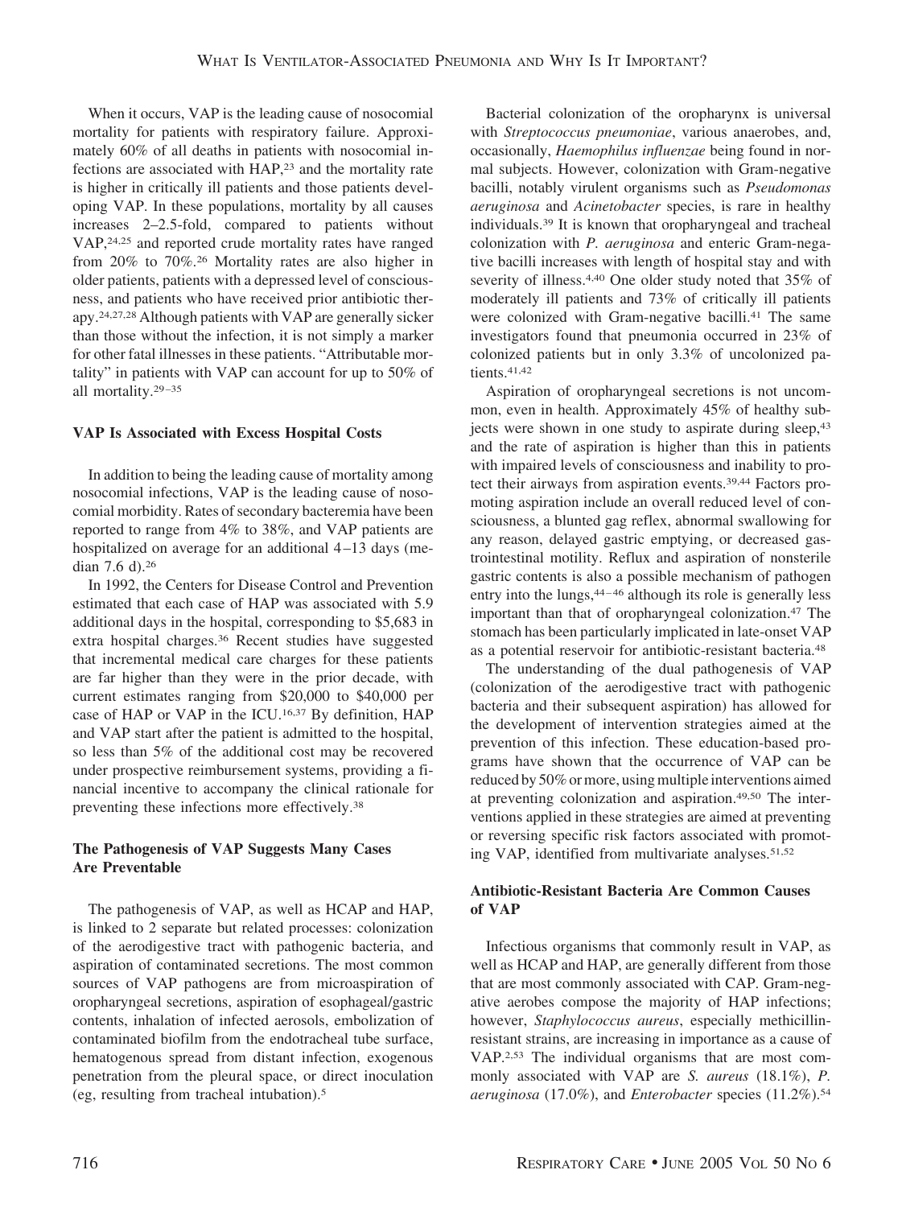When it occurs, VAP is the leading cause of nosocomial mortality for patients with respiratory failure. Approximately 60% of all deaths in patients with nosocomial infections are associated with HAP,[23] and the mortality rate is higher in critically ill patients and those patients developing VAP. In these populations, mortality by all causes increases 2–2.5-fold, compared to patients without VAP,[24,25] and reported crude mortality rates have ranged from 20% to 70%.[26] Mortality rates are also higher in older patients, patients with a depressed level of consciousness, and patients who have received prior antibiotic therapy.[24,27,28] Although patients with VAP are generally sicker than those without the infection, it is not simply a marker for other fatal illnesses in these patients. "Attributable mortality" in patients with VAP can account for up to 50% of all mortality.[29–35]

### VAP Is Associated with Excess Hospital Costs

In addition to being the leading cause of mortality among nosocomial infections, VAP is the leading cause of nosocomial morbidity. Rates of secondary bacteremia have been reported to range from 4% to 38%, and VAP patients are hospitalized on average for an additional 4–13 days (median 7.6 d).[26]

In 1992, the Centers for Disease Control and Prevention estimated that each case of HAP was associated with 5.9 additional days in the hospital, corresponding to $5,683 in extra hospital charges.[36] Recent studies have suggested that incremental medical care charges for these patients are far higher than they were in the prior decade, with current estimates ranging from $20,000 to $40,000 per case of HAP or VAP in the ICU.[16,37] By definition, HAP and VAP start after the patient is admitted to the hospital, so less than 5% of the additional cost may be recovered under prospective reimbursement systems, providing a financial incentive to accompany the clinical rationale for preventing these infections more effectively.[38]

### The Pathogenesis of VAP Suggests Many Cases Are Preventable

The pathogenesis of VAP, as well as HCAP and HAP, is linked to 2 separate but related processes: colonization of the aerodigestive tract with pathogenic bacteria, and aspiration of contaminated secretions. The most common sources of VAP pathogens are from microaspiration of oropharyngeal secretions, aspiration of esophageal/gastric contents, inhalation of infected aerosols, embolization of contaminated biofilm from the endotracheal tube surface, hematogenous spread from distant infection, exogenous penetration from the pleural space, or direct inoculation (eg, resulting from tracheal intubation).[5]

Bacterial colonization of the oropharynx is universal with *Streptococcus pneumoniae*, various anaerobes, and, occasionally, *Haemophilus influenzae* being found in normal subjects. However, colonization with Gram-negative bacilli, notably virulent organisms such as *Pseudomonas aeruginosa* and *Acinetobacter* species, is rare in healthy individuals.[39] It is known that oropharyngeal and tracheal colonization with *P. aeruginosa* and enteric Gram-negative bacilli increases with length of hospital stay and with severity of illness.[4,40] One older study noted that 35% of moderately ill patients and 73% of critically ill patients were colonized with Gram-negative bacilli.[41] The same investigators found that pneumonia occurred in 23% of colonized patients but in only 3.3% of uncolonized patients.[41,42]

Aspiration of oropharyngeal secretions is not uncommon, even in health. Approximately 45% of healthy subjects were shown in one study to aspirate during sleep,[43] and the rate of aspiration is higher than this in patients with impaired levels of consciousness and inability to protect their airways from aspiration events.[39,44] Factors promoting aspiration include an overall reduced level of consciousness, a blunted gag reflex, abnormal swallowing for any reason, delayed gastric emptying, or decreased gastrointestinal motility. Reflux and aspiration of nonsterile gastric contents is also a possible mechanism of pathogen entry into the lungs,[44–46] although its role is generally less important than that of oropharyngeal colonization.[47] The stomach has been particularly implicated in late-onset VAP as a potential reservoir for antibiotic-resistant bacteria.[48]

The understanding of the dual pathogenesis of VAP (colonization of the aerodigestive tract with pathogenic bacteria and their subsequent aspiration) has allowed for the development of intervention strategies aimed at the prevention of this infection. These education-based programs have shown that the occurrence of VAP can be reduced by 50% or more, using multiple interventions aimed at preventing colonization and aspiration.[49,50] The interventions applied in these strategies are aimed at preventing or reversing specific risk factors associated with promoting VAP, identified from multivariate analyses.[51,52]

### Antibiotic-Resistant Bacteria Are Common Causes of VAP

Infectious organisms that commonly result in VAP, as well as HCAP and HAP, are generally different from those that are most commonly associated with CAP. Gram-negative aerobes compose the majority of HAP infections; however, *Staphylococcus aureus*, especially methicillin-resistant strains, are increasing in importance as a cause of VAP.[2,53] The individual organisms that are most commonly associated with VAP are *S. aureus* (18.1%), *P. aeruginosa* (17.0%), and *Enterobacter* species (11.2%).[54]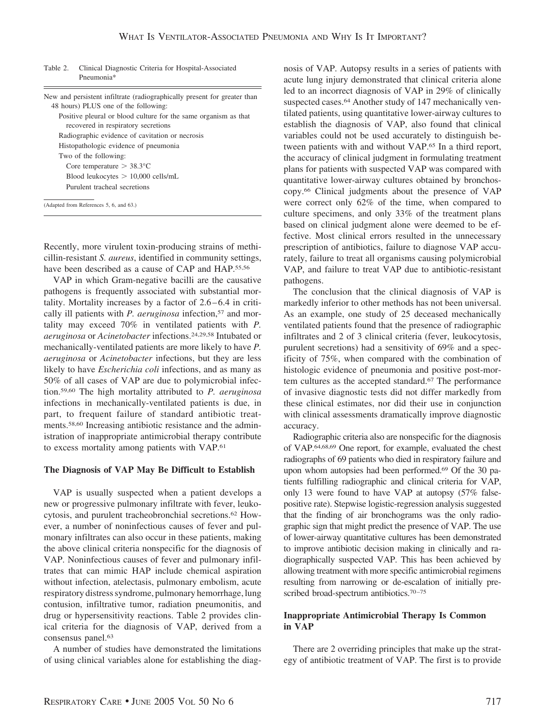Table 2. Clinical Diagnostic Criteria for Hospital-Associated Pneumonia*

New and persistent infiltrate (radiographically present for greater than 48 hours) PLUS one of the following:
- Positive pleural or blood culture for the same organism as that recovered in respiratory secretions
- Radiographic evidence of cavitation or necrosis
- Histopathologic evidence of pneumonia
- Two of the following:
  - Core temperature > 38.3°C
  - Blood leukocytes > 10,000 cells/mL
  - Purulent tracheal secretions

(Adapted from References 5, 6, and 63.)

Recently, more virulent toxin-producing strains of methicillin-resistant *S. aureus*, identified in community settings, have been described as a cause of CAP and HAP.[55,56]

VAP in which Gram-negative bacilli are the causative pathogens is frequently associated with substantial mortality. Mortality increases by a factor of 2.6–6.4 in critically ill patients with *P. aeruginosa* infection,[57] and mortality may exceed 70% in ventilated patients with *P. aeruginosa* or *Acinetobacter* infections.[24,29,58] Intubated or mechanically-ventilated patients are more likely to have *P. aeruginosa* or *Acinetobacter* infections, but they are less likely to have *Escherichia coli* infections, and as many as 50% of all cases of VAP are due to polymicrobial infection.[59,60] The high mortality attributed to *P. aeruginosa* infections in mechanically-ventilated patients is due, in part, to frequent failure of standard antibiotic treatments.[58,60] Increasing antibiotic resistance and the administration of inappropriate antimicrobial therapy contribute to excess mortality among patients with VAP.[61]

### The Diagnosis of VAP May Be Difficult to Establish

VAP is usually suspected when a patient develops a new or progressive pulmonary infiltrate with fever, leukocytosis, and purulent tracheobronchial secretions.[62] However, a number of noninfectious causes of fever and pulmonary infiltrates can also occur in these patients, making the above clinical criteria nonspecific for the diagnosis of VAP. Noninfectious causes of fever and pulmonary infiltrates that can mimic HAP include chemical aspiration without infection, atelectasis, pulmonary embolism, acute respiratory distress syndrome, pulmonary hemorrhage, lung contusion, infiltrative tumor, radiation pneumonitis, and drug or hypersensitivity reactions. Table 2 provides clinical criteria for the diagnosis of VAP, derived from a consensus panel.[63]

A number of studies have demonstrated the limitations of using clinical variables alone for establishing the diagnosis of VAP. Autopsy results in a series of patients with acute lung injury demonstrated that clinical criteria alone led to an incorrect diagnosis of VAP in 29% of clinically suspected cases.[64] Another study of 147 mechanically ventilated patients, using quantitative lower-airway cultures to establish the diagnosis of VAP, also found that clinical variables could not be used accurately to distinguish between patients with and without VAP.[65] In a third report, the accuracy of clinical judgment in formulating treatment plans for patients with suspected VAP was compared with quantitative lower-airway cultures obtained by bronchoscopy.[66] Clinical judgments about the presence of VAP were correct only 62% of the time, when compared to culture specimens, and only 33% of the treatment plans based on clinical judgment alone were deemed to be effective. Most clinical errors resulted in the unnecessary prescription of antibiotics, failure to diagnose VAP accurately, failure to treat all organisms causing polymicrobial VAP, and failure to treat VAP due to antibiotic-resistant pathogens.

The conclusion that the clinical diagnosis of VAP is markedly inferior to other methods has not been universal. As an example, one study of 25 deceased mechanically ventilated patients found that the presence of radiographic infiltrates and 2 of 3 clinical criteria (fever, leukocytosis, purulent secretions) had a sensitivity of 69% and a specificity of 75%, when compared with the combination of histologic evidence of pneumonia and positive post-mortem cultures as the accepted standard.[67] The performance of invasive diagnostic tests did not differ markedly from these clinical estimates, nor did their use in conjunction with clinical assessments dramatically improve diagnostic accuracy.

Radiographic criteria also are nonspecific for the diagnosis of VAP.[64,68,69] One report, for example, evaluated the chest radiographs of 69 patients who died in respiratory failure and upon whom autopsies had been performed.[69] Of the 30 patients fulfilling radiographic and clinical criteria for VAP, only 13 were found to have VAP at autopsy (57% false-positive rate). Stepwise logistic-regression analysis suggested that the finding of air bronchograms was the only radiographic sign that might predict the presence of VAP. The use of lower-airway quantitative cultures has been demonstrated to improve antibiotic decision making in clinically and radiographically suspected VAP. This has been achieved by allowing treatment with more specific antimicrobial regimens resulting from narrowing or de-escalation of initially prescribed broad-spectrum antibiotics.[70–75]

### Inappropriate Antimicrobial Therapy Is Common in VAP

There are 2 overriding principles that make up the strategy of antibiotic treatment of VAP. The first is to provide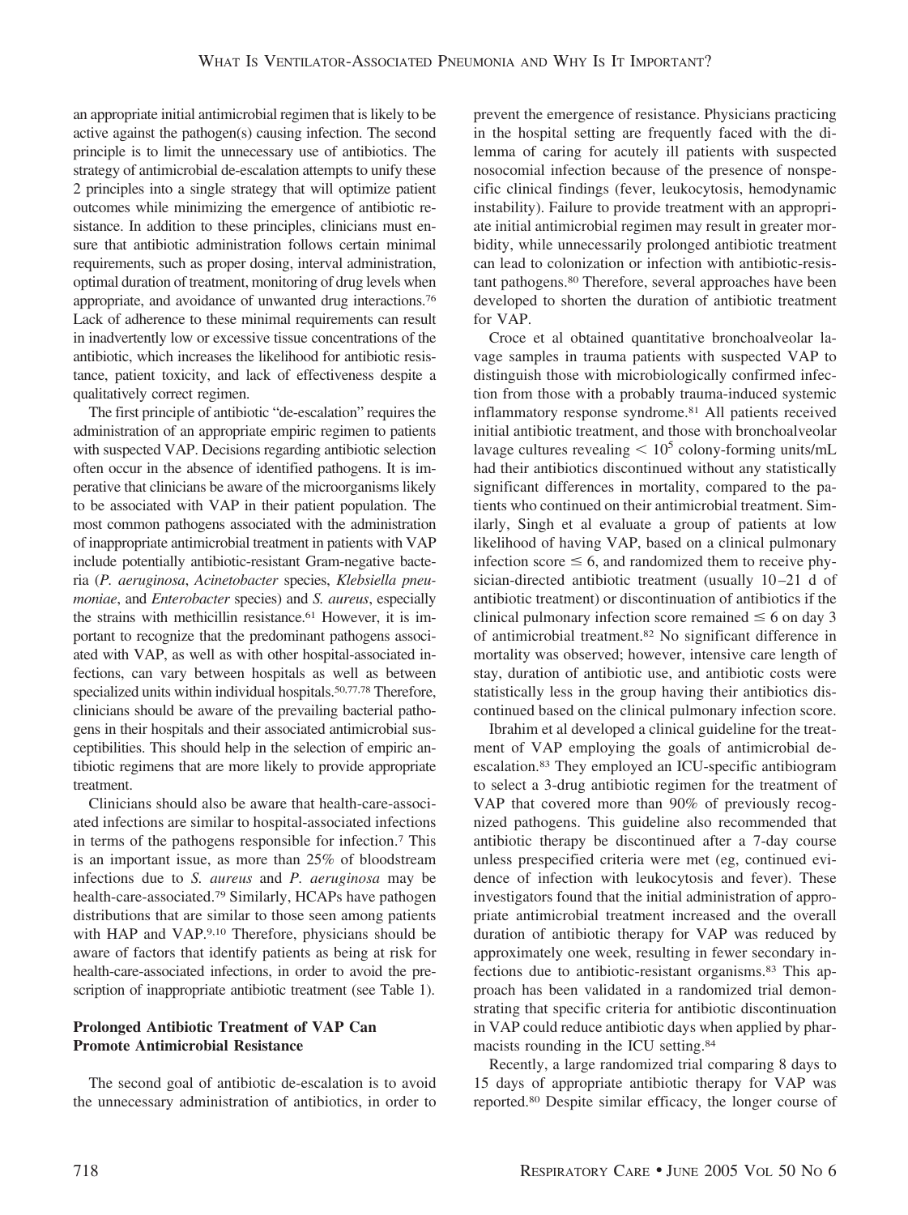an appropriate initial antimicrobial regimen that is likely to be active against the pathogen(s) causing infection. The second principle is to limit the unnecessary use of antibiotics. The strategy of antimicrobial de-escalation attempts to unify these 2 principles into a single strategy that will optimize patient outcomes while minimizing the emergence of antibiotic resistance. In addition to these principles, clinicians must ensure that antibiotic administration follows certain minimal requirements, such as proper dosing, interval administration, optimal duration of treatment, monitoring of drug levels when appropriate, and avoidance of unwanted drug interactions.[76] Lack of adherence to these minimal requirements can result in inadvertently low or excessive tissue concentrations of the antibiotic, which increases the likelihood for antibiotic resistance, patient toxicity, and lack of effectiveness despite a qualitatively correct regimen.

The first principle of antibiotic "de-escalation" requires the administration of an appropriate empiric regimen to patients with suspected VAP. Decisions regarding antibiotic selection often occur in the absence of identified pathogens. It is imperative that clinicians be aware of the microorganisms likely to be associated with VAP in their patient population. The most common pathogens associated with the administration of inappropriate antimicrobial treatment in patients with VAP include potentially antibiotic-resistant Gram-negative bacteria (*P. aeruginosa*, *Acinetobacter* species, *Klebsiella pneumoniae*, and *Enterobacter* species) and *S. aureus*, especially the strains with methicillin resistance.[61] However, it is important to recognize that the predominant pathogens associated with VAP, as well as with other hospital-associated infections, can vary between hospitals as well as between specialized units within individual hospitals.[50,77,78] Therefore, clinicians should be aware of the prevailing bacterial pathogens in their hospitals and their associated antimicrobial susceptibilities. This should help in the selection of empiric antibiotic regimens that are more likely to provide appropriate treatment.

Clinicians should also be aware that health-care-associated infections are similar to hospital-associated infections in terms of the pathogens responsible for infection.[7] This is an important issue, as more than 25% of bloodstream infections due to *S. aureus* and *P. aeruginosa* may be health-care-associated.[79] Similarly, HCAPs have pathogen distributions that are similar to those seen among patients with HAP and VAP.[9,10] Therefore, physicians should be aware of factors that identify patients as being at risk for health-care-associated infections, in order to avoid the prescription of inappropriate antibiotic treatment (see Table 1).

### Prolonged Antibiotic Treatment of VAP Can Promote Antimicrobial Resistance

The second goal of antibiotic de-escalation is to avoid the unnecessary administration of antibiotics, in order to prevent the emergence of resistance. Physicians practicing in the hospital setting are frequently faced with the dilemma of caring for acutely ill patients with suspected nosocomial infection because of the presence of nonspecific clinical findings (fever, leukocytosis, hemodynamic instability). Failure to provide treatment with an appropriate initial antimicrobial regimen may result in greater morbidity, while unnecessarily prolonged antibiotic treatment can lead to colonization or infection with antibiotic-resistant pathogens.[80] Therefore, several approaches have been developed to shorten the duration of antibiotic treatment for VAP.

Croce et al obtained quantitative bronchoalveolar lavage samples in trauma patients with suspected VAP to distinguish those with microbiologically confirmed infection from those with a probably trauma-induced systemic inflammatory response syndrome.[81] All patients received initial antibiotic treatment, and those with bronchoalveolar lavage cultures revealing $< 10^5$ colony-forming units/mL had their antibiotics discontinued without any statistically significant differences in mortality, compared to the patients who continued on their antimicrobial treatment. Similarly, Singh et al evaluate a group of patients at low likelihood of having VAP, based on a clinical pulmonary infection score $\leq 6$, and randomized them to receive physician-directed antibiotic treatment (usually 10–21 d of antibiotic treatment) or discontinuation of antibiotics if the clinical pulmonary infection score remained $\leq 6$ on day 3 of antimicrobial treatment.[82] No significant difference in mortality was observed; however, intensive care length of stay, duration of antibiotic use, and antibiotic costs were statistically less in the group having their antibiotics discontinued based on the clinical pulmonary infection score.

Ibrahim et al developed a clinical guideline for the treatment of VAP employing the goals of antimicrobial de-escalation.[83] They employed an ICU-specific antibiogram to select a 3-drug antibiotic regimen for the treatment of VAP that covered more than 90% of previously recognized pathogens. This guideline also recommended that antibiotic therapy be discontinued after a 7-day course unless prespecified criteria were met (eg, continued evidence of infection with leukocytosis and fever). These investigators found that the initial administration of appropriate antimicrobial treatment increased and the overall duration of antibiotic therapy for VAP was reduced by approximately one week, resulting in fewer secondary infections due to antibiotic-resistant organisms.[83] This approach has been validated in a randomized trial demonstrating that specific criteria for antibiotic discontinuation in VAP could reduce antibiotic days when applied by pharmacists rounding in the ICU setting.[84]

Recently, a large randomized trial comparing 8 days to 15 days of appropriate antibiotic therapy for VAP was reported.[80] Despite similar efficacy, the longer course of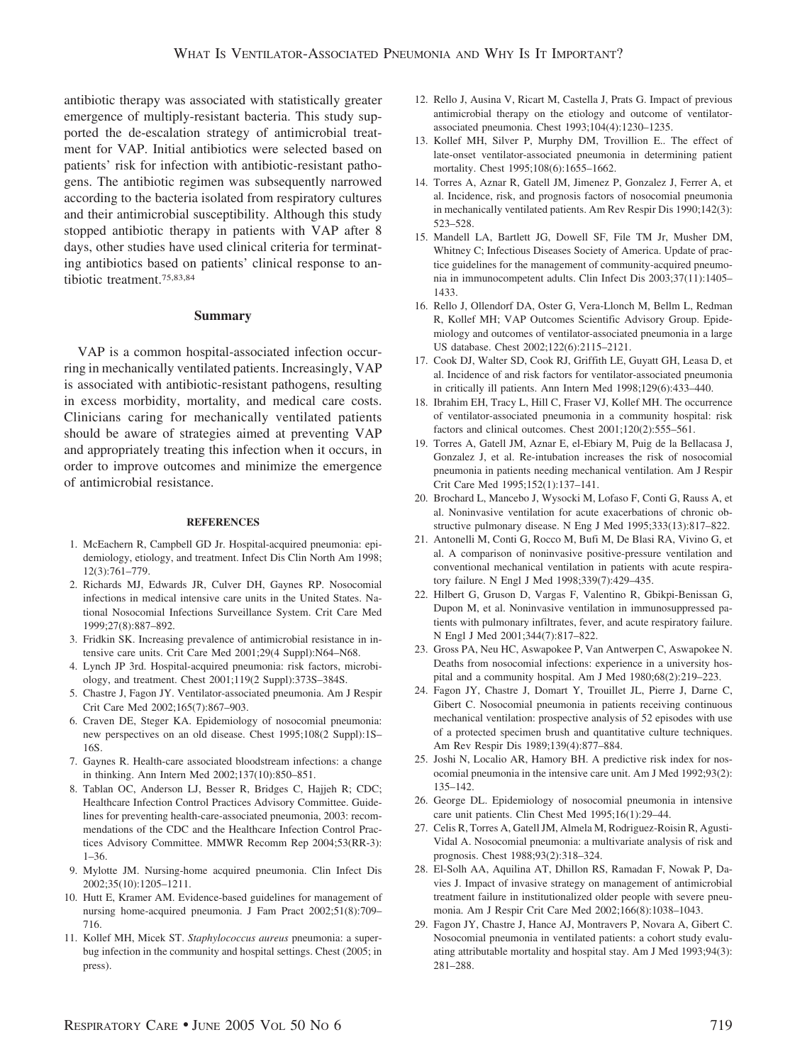antibiotic therapy was associated with statistically greater emergence of multiply-resistant bacteria. This study supported the de-escalation strategy of antimicrobial treatment for VAP. Initial antibiotics were selected based on patients' risk for infection with antibiotic-resistant pathogens. The antibiotic regimen was subsequently narrowed according to the bacteria isolated from respiratory cultures and their antimicrobial susceptibility. Although this study stopped antibiotic therapy in patients with VAP after 8 days, other studies have used clinical criteria for terminating antibiotics based on patients' clinical response to antibiotic treatment.[75,83,84]

## Summary

VAP is a common hospital-associated infection occurring in mechanically ventilated patients. Increasingly, VAP is associated with antibiotic-resistant pathogens, resulting in excess morbidity, mortality, and medical care costs. Clinicians caring for mechanically ventilated patients should be aware of strategies aimed at preventing VAP and appropriately treating this infection when it occurs, in order to improve outcomes and minimize the emergence of antimicrobial resistance.

### REFERENCES

1. McEachern R, Campbell GD Jr. Hospital-acquired pneumonia: epidemiology, etiology, and treatment. Infect Dis Clin North Am 1998; 12(3):761–779.
2. Richards MJ, Edwards JR, Culver DH, Gaynes RP. Nosocomial infections in medical intensive care units in the United States. National Nosocomial Infections Surveillance System. Crit Care Med 1999;27(8):887–892.
3. Fridkin SK. Increasing prevalence of antimicrobial resistance in intensive care units. Crit Care Med 2001;29(4 Suppl):N64–N68.
4. Lynch JP 3rd. Hospital-acquired pneumonia: risk factors, microbiology, and treatment. Chest 2001;119(2 Suppl):373S–384S.
5. Chastre J, Fagon JY. Ventilator-associated pneumonia. Am J Respir Crit Care Med 2002;165(7):867–903.
6. Craven DE, Steger KA. Epidemiology of nosocomial pneumonia: new perspectives on an old disease. Chest 1995;108(2 Suppl):1S–16S.
7. Gaynes R. Health-care associated bloodstream infections: a change in thinking. Ann Intern Med 2002;137(10):850–851.
8. Tablan OC, Anderson LJ, Besser R, Bridges C, Hajjeh R; CDC; Healthcare Infection Control Practices Advisory Committee. Guidelines for preventing health-care-associated pneumonia, 2003: recommendations of the CDC and the Healthcare Infection Control Practices Advisory Committee. MMWR Recomm Rep 2004;53(RR-3): 1–36.
9. Mylotte JM. Nursing-home acquired pneumonia. Clin Infect Dis 2002;35(10):1205–1211.
10. Hutt E, Kramer AM. Evidence-based guidelines for management of nursing home-acquired pneumonia. J Fam Pract 2002;51(8):709–716.
11. Kollef MH, Micek ST. *Staphylococcus aureus* pneumonia: a superbug infection in the community and hospital settings. Chest (2005; in press).
12. Rello J, Ausina V, Ricart M, Castella J, Prats G. Impact of previous antimicrobial therapy on the etiology and outcome of ventilator-associated pneumonia. Chest 1993;104(4):1230–1235.
13. Kollef MH, Silver P, Murphy DM, Trovillion E.. The effect of late-onset ventilator-associated pneumonia in determining patient mortality. Chest 1995;108(6):1655–1662.
14. Torres A, Aznar R, Gatell JM, Jimenez P, Gonzalez J, Ferrer A, et al. Incidence, risk, and prognosis factors of nosocomial pneumonia in mechanically ventilated patients. Am Rev Respir Dis 1990;142(3): 523–528.
15. Mandell LA, Bartlett JG, Dowell SF, File TM Jr, Musher DM, Whitney C; Infectious Diseases Society of America. Update of practice guidelines for the management of community-acquired pneumonia in immunocompetent adults. Clin Infect Dis 2003;37(11):1405–1433.
16. Rello J, Ollendorf DA, Oster G, Vera-Llonch M, Bellm L, Redman R, Kollef MH; VAP Outcomes Scientific Advisory Group. Epidemiology and outcomes of ventilator-associated pneumonia in a large US database. Chest 2002;122(6):2115–2121.
17. Cook DJ, Walter SD, Cook RJ, Griffith LE, Guyatt GH, Leasa D, et al. Incidence of and risk factors for ventilator-associated pneumonia in critically ill patients. Ann Intern Med 1998;129(6):433–440.
18. Ibrahim EH, Tracy L, Hill C, Fraser VJ, Kollef MH. The occurrence of ventilator-associated pneumonia in a community hospital: risk factors and clinical outcomes. Chest 2001;120(2):555–561.
19. Torres A, Gatell JM, Aznar E, el-Ebiary M, Puig de la Bellacasa J, Gonzalez J, et al. Re-intubation increases the risk of nosocomial pneumonia in patients needing mechanical ventilation. Am J Respir Crit Care Med 1995;152(1):137–141.
20. Brochard L, Mancebo J, Wysocki M, Lofaso F, Conti G, Rauss A, et al. Noninvasive ventilation for acute exacerbations of chronic obstructive pulmonary disease. N Eng J Med 1995;333(13):817–822.
21. Antonelli M, Conti G, Rocco M, Bufi M, De Blasi RA, Vivino G, et al. A comparison of noninvasive positive-pressure ventilation and conventional mechanical ventilation in patients with acute respiratory failure. N Engl J Med 1998;339(7):429–435.
22. Hilbert G, Gruson D, Vargas F, Valentino R, Gbikpi-Benissan G, Dupon M, et al. Noninvasive ventilation in immunosuppressed patients with pulmonary infiltrates, fever, and acute respiratory failure. N Engl J Med 2001;344(7):817–822.
23. Gross PA, Neu HC, Aswapokee P, Van Antwerpen C, Aswapokee N. Deaths from nosocomial infections: experience in a university hospital and a community hospital. Am J Med 1980;68(2):219–223.
24. Fagon JY, Chastre J, Domart Y, Trouillet JL, Pierre J, Darne C, Gibert C. Nosocomial pneumonia in patients receiving continuous mechanical ventilation: prospective analysis of 52 episodes with use of a protected specimen brush and quantitative culture techniques. Am Rev Respir Dis 1989;139(4):877–884.
25. Joshi N, Localio AR, Hamory BH. A predictive risk index for nosocomial pneumonia in the intensive care unit. Am J Med 1992;93(2): 135–142.
26. George DL. Epidemiology of nosocomial pneumonia in intensive care unit patients. Clin Chest Med 1995;16(1):29–44.
27. Celis R, Torres A, Gatell JM, Almela M, Rodriguez-Roisin R, Agusti-Vidal A. Nosocomial pneumonia: a multivariate analysis of risk and prognosis. Chest 1988;93(2):318–324.
28. El-Solh AA, Aquilina AT, Dhillon RS, Ramadan F, Nowak P, Davies J. Impact of invasive strategy on management of antimicrobial treatment failure in institutionalized older people with severe pneumonia. Am J Respir Crit Care Med 2002;166(8):1038–1043.
29. Fagon JY, Chastre J, Hance AJ, Montravers P, Novara A, Gibert C. Nosocomial pneumonia in ventilated patients: a cohort study evaluating attributable mortality and hospital stay. Am J Med 1993;94(3): 281–288.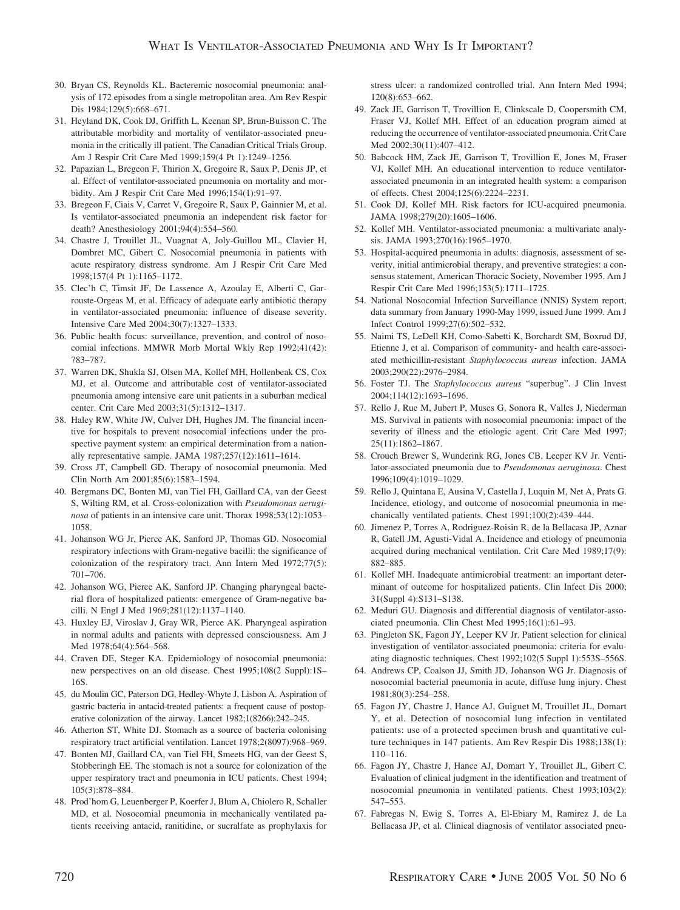30. Bryan CS, Reynolds KL. Bacteremic nosocomial pneumonia: analysis of 172 episodes from a single metropolitan area. Am Rev Respir Dis 1984;129(5):668–671.
31. Heyland DK, Cook DJ, Griffith L, Keenan SP, Brun-Buisson C. The attributable morbidity and mortality of ventilator-associated pneumonia in the critically ill patient. The Canadian Critical Trials Group. Am J Respir Crit Care Med 1999;159(4 Pt 1):1249–1256.
32. Papazian L, Bregeon F, Thirion X, Gregoire R, Saux P, Denis JP, et al. Effect of ventilator-associated pneumonia on mortality and morbidity. Am J Respir Crit Care Med 1996;154(1):91–97.
33. Bregeon F, Ciais V, Carret V, Gregoire R, Saux P, Gainnier M, et al. Is ventilator-associated pneumonia an independent risk factor for death? Anesthesiology 2001;94(4):554–560.
34. Chastre J, Trouillet JL, Vuagnat A, Joly-Guillou ML, Clavier H, Dombret MC, Gibert C. Nosocomial pneumonia in patients with acute respiratory distress syndrome. Am J Respir Crit Care Med 1998;157(4 Pt 1):1165–1172.
35. Clec'h C, Timsit JF, De Lassence A, Azoulay E, Alberti C, Garrouste-Orgeas M, et al. Efficacy of adequate early antibiotic therapy in ventilator-associated pneumonia: influence of disease severity. Intensive Care Med 2004;30(7):1327–1333.
36. Public health focus: surveillance, prevention, and control of nosocomial infections. MMWR Morb Mortal Wkly Rep 1992;41(42): 783–787.
37. Warren DK, Shukla SJ, Olsen MA, Kollef MH, Hollenbeak CS, Cox MJ, et al. Outcome and attributable cost of ventilator-associated pneumonia among intensive care unit patients in a suburban medical center. Crit Care Med 2003;31(5):1312–1317.
38. Haley RW, White JW, Culver DH, Hughes JM. The financial incentive for hospitals to prevent nosocomial infections under the prospective payment system: an empirical determination from a nationally representative sample. JAMA 1987;257(12):1611–1614.
39. Cross JT, Campbell GD. Therapy of nosocomial pneumonia. Med Clin North Am 2001;85(6):1583–1594.
40. Bergmans DC, Bonten MJ, van Tiel FH, Gaillard CA, van der Geest S, Wilting RM, et al. Cross-colonization with *Pseudomonas aeruginosa* of patients in an intensive care unit. Thorax 1998;53(12):1053–1058.
41. Johanson WG Jr, Pierce AK, Sanford JP, Thomas GD. Nosocomial respiratory infections with Gram-negative bacilli: the significance of colonization of the respiratory tract. Ann Intern Med 1972;77(5): 701–706.
42. Johanson WG, Pierce AK, Sanford JP. Changing pharyngeal bacterial flora of hospitalized patients: emergence of Gram-negative bacilli. N Engl J Med 1969;281(12):1137–1140.
43. Huxley EJ, Viroslav J, Gray WR, Pierce AK. Pharyngeal aspiration in normal adults and patients with depressed consciousness. Am J Med 1978;64(4):564–568.
44. Craven DE, Steger KA. Epidemiology of nosocomial pneumonia: new perspectives on an old disease. Chest 1995;108(2 Suppl):1S–16S.
45. du Moulin GC, Paterson DG, Hedley-Whyte J, Lisbon A. Aspiration of gastric bacteria in antacid-treated patients: a frequent cause of postoperative colonization of the airway. Lancet 1982;1(8266):242–245.
46. Atherton ST, White DJ. Stomach as a source of bacteria colonising respiratory tract artificial ventilation. Lancet 1978;2(8097):968–969.
47. Bonten MJ, Gaillard CA, van Tiel FH, Smeets HG, van der Geest S, Stobberingh EE. The stomach is not a source for colonization of the upper respiratory tract and pneumonia in ICU patients. Chest 1994; 105(3):878–884.
48. Prod'hom G, Leuenberger P, Koerfer J, Blum A, Chiolero R, Schaller MD, et al. Nosocomial pneumonia in mechanically ventilated patients receiving antacid, ranitidine, or sucralfate as prophylaxis for stress ulcer: a randomized controlled trial. Ann Intern Med 1994; 120(8):653–662.
49. Zack JE, Garrison T, Trovillion E, Clinkscale D, Coopersmith CM, Fraser VJ, Kollef MH. Effect of an education program aimed at reducing the occurrence of ventilator-associated pneumonia. Crit Care Med 2002;30(11):407–412.
50. Babcock HM, Zack JE, Garrison T, Trovillion E, Jones M, Fraser VJ, Kollef MH. An educational intervention to reduce ventilator-associated pneumonia in an integrated health system: a comparison of effects. Chest 2004;125(6):2224–2231.
51. Cook DJ, Kollef MH. Risk factors for ICU-acquired pneumonia. JAMA 1998;279(20):1605–1606.
52. Kollef MH. Ventilator-associated pneumonia: a multivariate analysis. JAMA 1993;270(16):1965–1970.
53. Hospital-acquired pneumonia in adults: diagnosis, assessment of severity, initial antimicrobial therapy, and preventive strategies: a consensus statement, American Thoracic Society, November 1995. Am J Respir Crit Care Med 1996;153(5):1711–1725.
54. National Nosocomial Infection Surveillance (NNIS) System report, data summary from January 1990-May 1999, issued June 1999. Am J Infect Control 1999;27(6):502–532.
55. Naimi TS, LeDell KH, Como-Sabetti K, Borchardt SM, Boxrud DJ, Etienne J, et al. Comparison of community- and health care-associated methicillin-resistant *Staphylococcus aureus* infection. JAMA 2003;290(22):2976–2984.
56. Foster TJ. The *Staphylococcus aureus* "superbug". J Clin Invest 2004;114(12):1693–1696.
57. Rello J, Rue M, Jubert P, Muses G, Sonora R, Valles J, Niederman MS. Survival in patients with nosocomial pneumonia: impact of the severity of illness and the etiologic agent. Crit Care Med 1997; 25(11):1862–1867.
58. Crouch Brewer S, Wunderink RG, Jones CB, Leeper KV Jr. Ventilator-associated pneumonia due to *Pseudomonas aeruginosa*. Chest 1996;109(4):1019–1029.
59. Rello J, Quintana E, Ausina V, Castella J, Luquin M, Net A, Prats G. Incidence, etiology, and outcome of nosocomial pneumonia in mechanically ventilated patients. Chest 1991;100(2):439–444.
60. Jimenez P, Torres A, Rodriguez-Roisin R, de la Bellacasa JP, Aznar R, Gatell JM, Agusti-Vidal A. Incidence and etiology of pneumonia acquired during mechanical ventilation. Crit Care Med 1989;17(9): 882–885.
61. Kollef MH. Inadequate antimicrobial treatment: an important determinant of outcome for hospitalized patients. Clin Infect Dis 2000; 31(Suppl 4):S131–S138.
62. Meduri GU. Diagnosis and differential diagnosis of ventilator-associated pneumonia. Clin Chest Med 1995;16(1):61–93.
63. Pingleton SK, Fagon JY, Leeper KV Jr. Patient selection for clinical investigation of ventilator-associated pneumonia: criteria for evaluating diagnostic techniques. Chest 1992;102(5 Suppl 1):553S–556S.
64. Andrews CP, Coalson JJ, Smith JD, Johanson WG Jr. Diagnosis of nosocomial bacterial pneumonia in acute, diffuse lung injury. Chest 1981;80(3):254–258.
65. Fagon JY, Chastre J, Hance AJ, Guiguet M, Trouillet JL, Domart Y, et al. Detection of nosocomial lung infection in ventilated patients: use of a protected specimen brush and quantitative culture techniques in 147 patients. Am Rev Respir Dis 1988;138(1): 110–116.
66. Fagon JY, Chastre J, Hance AJ, Domart Y, Trouillet JL, Gibert C. Evaluation of clinical judgment in the identification and treatment of nosocomial pneumonia in ventilated patients. Chest 1993;103(2): 547–553.
67. Fabregas N, Ewig S, Torres A, El-Ebiary M, Ramirez J, de La Bellacasa JP, et al. Clinical diagnosis of ventilator associated pneu-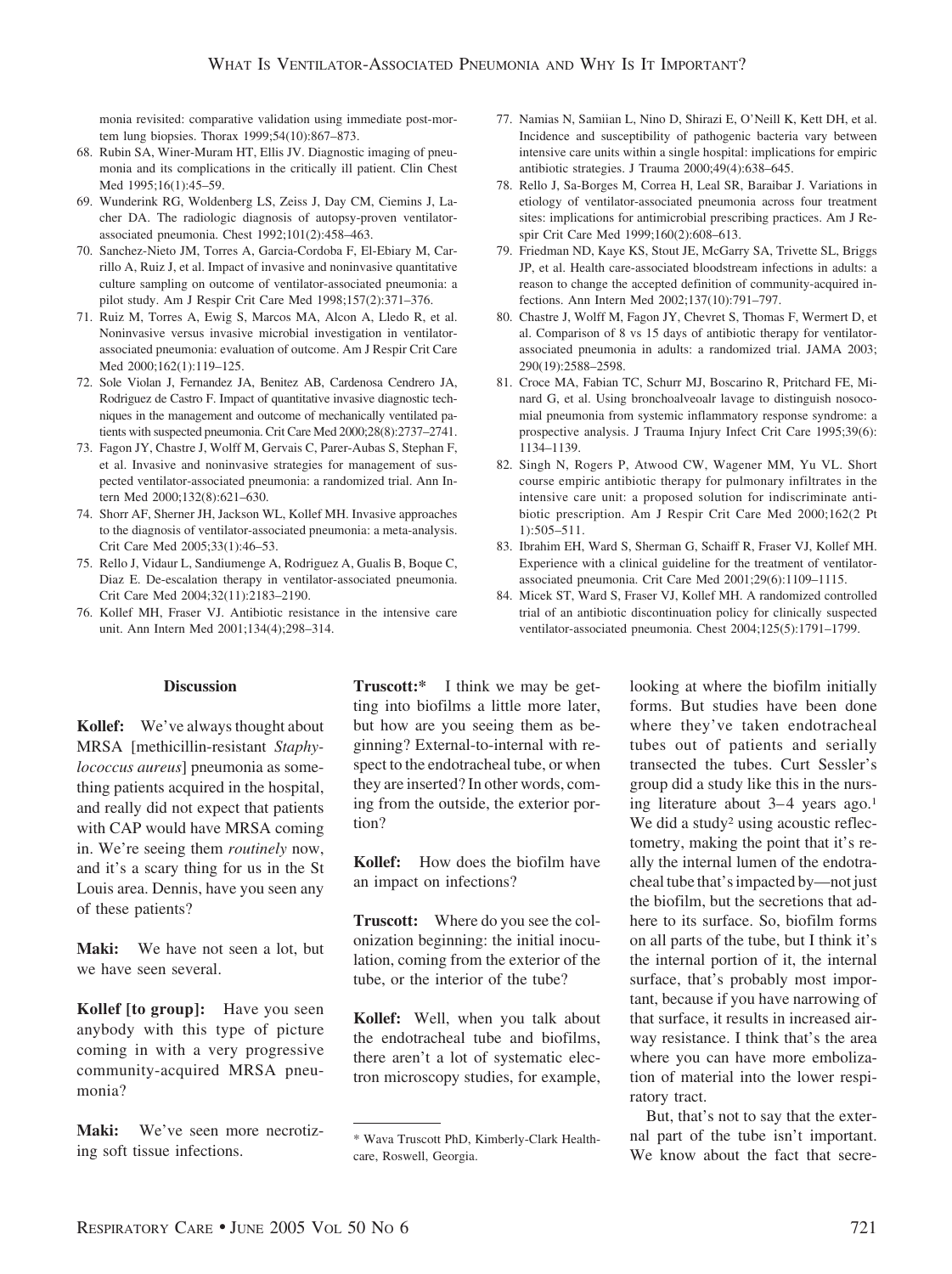monia revisited: comparative validation using immediate post-mortem lung biopsies. Thorax 1999;54(10):867–873.

68. Rubin SA, Winer-Muram HT, Ellis JV. Diagnostic imaging of pneumonia and its complications in the critically ill patient. Clin Chest Med 1995;16(1):45–59.
69. Wunderink RG, Woldenberg LS, Zeiss J, Day CM, Ciemins J, Lacher DA. The radiologic diagnosis of autopsy-proven ventilator-associated pneumonia. Chest 1992;101(2):458–463.
70. Sanchez-Nieto JM, Torres A, Garcia-Cordoba F, El-Ebiary M, Carrillo A, Ruiz J, et al. Impact of invasive and noninvasive quantitative culture sampling on outcome of ventilator-associated pneumonia: a pilot study. Am J Respir Crit Care Med 1998;157(2):371–376.
71. Ruiz M, Torres A, Ewig S, Marcos MA, Alcon A, Lledo R, et al. Noninvasive versus invasive microbial investigation in ventilator-associated pneumonia: evaluation of outcome. Am J Respir Crit Care Med 2000;162(1):119–125.
72. Sole Violan J, Fernandez JA, Benitez AB, Cardenosa Cendrero JA, Rodriguez de Castro F. Impact of quantitative invasive diagnostic techniques in the management and outcome of mechanically ventilated patients with suspected pneumonia. Crit Care Med 2000;28(8):2737–2741.
73. Fagon JY, Chastre J, Wolff M, Gervais C, Parer-Aubas S, Stephan F, et al. Invasive and noninvasive strategies for management of suspected ventilator-associated pneumonia: a randomized trial. Ann Intern Med 2000;132(8):621–630.
74. Shorr AF, Sherner JH, Jackson WL, Kollef MH. Invasive approaches to the diagnosis of ventilator-associated pneumonia: a meta-analysis. Crit Care Med 2005;33(1):46–53.
75. Rello J, Vidaur L, Sandiumenge A, Rodriguez A, Gualis B, Boque C, Diaz E. De-escalation therapy in ventilator-associated pneumonia. Crit Care Med 2004;32(11):2183–2190.
76. Kollef MH, Fraser VJ. Antibiotic resistance in the intensive care unit. Ann Intern Med 2001;134(4);298–314.
77. Namias N, Samiian L, Nino D, Shirazi E, O'Neill K, Kett DH, et al. Incidence and susceptibility of pathogenic bacteria vary between intensive care units within a single hospital: implications for empiric antibiotic strategies. J Trauma 2000;49(4):638–645.
78. Rello J, Sa-Borges M, Correa H, Leal SR, Baraibar J. Variations in etiology of ventilator-associated pneumonia across four treatment sites: implications for antimicrobial prescribing practices. Am J Respir Crit Care Med 1999;160(2):608–613.
79. Friedman ND, Kaye KS, Stout JE, McGarry SA, Trivette SL, Briggs JP, et al. Health care-associated bloodstream infections in adults: a reason to change the accepted definition of community-acquired infections. Ann Intern Med 2002;137(10):791–797.
80. Chastre J, Wolff M, Fagon JY, Chevret S, Thomas F, Wermert D, et al. Comparison of 8 vs 15 days of antibiotic therapy for ventilator-associated pneumonia in adults: a randomized trial. JAMA 2003; 290(19):2588–2598.
81. Croce MA, Fabian TC, Schurr MJ, Boscarino R, Pritchard FE, Minard G, et al. Using bronchoalveoalr lavage to distinguish nosocomial pneumonia from systemic inflammatory response syndrome: a prospective analysis. J Trauma Injury Infect Crit Care 1995;39(6): 1134–1139.
82. Singh N, Rogers P, Atwood CW, Wagener MM, Yu VL. Short course empiric antibiotic therapy for pulmonary infiltrates in the intensive care unit: a proposed solution for indiscriminate antibiotic prescription. Am J Respir Crit Care Med 2000;162(2 Pt 1):505–511.
83. Ibrahim EH, Ward S, Sherman G, Schaiff R, Fraser VJ, Kollef MH. Experience with a clinical guideline for the treatment of ventilator-associated pneumonia. Crit Care Med 2001;29(6):1109–1115.
84. Micek ST, Ward S, Fraser VJ, Kollef MH. A randomized controlled trial of an antibiotic discontinuation policy for clinically suspected ventilator-associated pneumonia. Chest 2004;125(5):1791–1799.

### Discussion

**Kollef:** We've always thought about MRSA [methicillin-resistant *Staphylococcus aureus*] pneumonia as something patients acquired in the hospital, and really did not expect that patients with CAP would have MRSA coming in. We're seeing them *routinely* now, and it's a scary thing for us in the St Louis area. Dennis, have you seen any of these patients?

**Maki:** We have not seen a lot, but we have seen several.

**Kollef [to group]:** Have you seen anybody with this type of picture coming in with a very progressive community-acquired MRSA pneumonia?

**Maki:** We've seen more necrotizing soft tissue infections.

**Truscott:*** I think we may be getting into biofilms a little more later, but how are you seeing them as beginning? External-to-internal with respect to the endotracheal tube, or when they are inserted? In other words, coming from the outside, the exterior portion?

**Kollef:** How does the biofilm have an impact on infections?

**Truscott:** Where do you see the colonization beginning: the initial inoculation, coming from the exterior of the tube, or the interior of the tube?

**Kollef:** Well, when you talk about the endotracheal tube and biofilms, there aren't a lot of systematic electron microscopy studies, for example, looking at where the biofilm initially forms. But studies have been done where they've taken endotracheal tubes out of patients and serially transected the tubes. Curt Sessler's group did a study like this in the nursing literature about 3–4 years ago.[1] We did a study[2] using acoustic reflectometry, making the point that it's really the internal lumen of the endotracheal tube that's impacted by—not just the biofilm, but the secretions that adhere to its surface. So, biofilm forms on all parts of the tube, but I think it's the internal portion of it, the internal surface, that's probably most important, because if you have narrowing of that surface, it results in increased airway resistance. I think that's the area where you can have more embolization of material into the lower respiratory tract.

But, that's not to say that the external part of the tube isn't important. We know about the fact that secre-

\* Wava Truscott PhD, Kimberly-Clark Healthcare, Roswell, Georgia.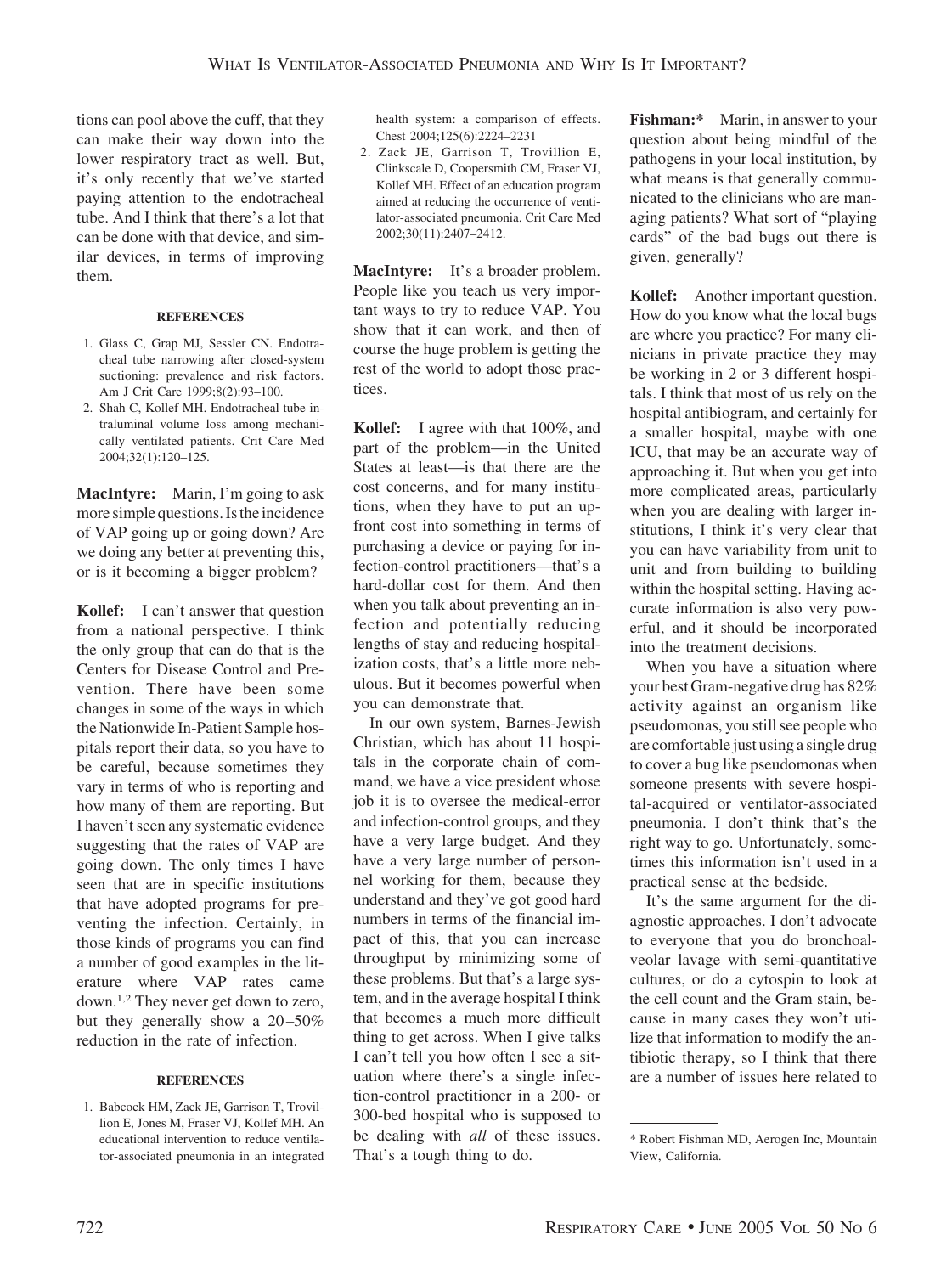tions can pool above the cuff, that they can make their way down into the lower respiratory tract as well. But, it's only recently that we've started paying attention to the endotracheal tube. And I think that there's a lot that can be done with that device, and similar devices, in terms of improving them.

#### REFERENCES

1. Glass C, Grap MJ, Sessler CN. Endotracheal tube narrowing after closed-system suctioning: prevalence and risk factors. Am J Crit Care 1999;8(2):93–100.
2. Shah C, Kollef MH. Endotracheal tube intraluminal volume loss among mechanically ventilated patients. Crit Care Med 2004;32(1):120–125.

**MacIntyre:** Marin, I'm going to ask more simple questions. Is the incidence of VAP going up or going down? Are we doing any better at preventing this, or is it becoming a bigger problem?

**Kollef:** I can't answer that question from a national perspective. I think the only group that can do that is the Centers for Disease Control and Prevention. There have been some changes in some of the ways in which the Nationwide In-Patient Sample hospitals report their data, so you have to be careful, because sometimes they vary in terms of who is reporting and how many of them are reporting. But I haven't seen any systematic evidence suggesting that the rates of VAP are going down. The only times I have seen that are in specific institutions that have adopted programs for preventing the infection. Certainly, in those kinds of programs you can find a number of good examples in the literature where VAP rates came down.[1,2] They never get down to zero, but they generally show a 20–50% reduction in the rate of infection.

#### REFERENCES

1. Babcock HM, Zack JE, Garrison T, Trovillion E, Jones M, Fraser VJ, Kollef MH. An educational intervention to reduce ventilator-associated pneumonia in an integrated health system: a comparison of effects. Chest 2004;125(6):2224–2231
2. Zack JE, Garrison T, Trovillion E, Clinkscale D, Coopersmith CM, Fraser VJ, Kollef MH. Effect of an education program aimed at reducing the occurrence of ventilator-associated pneumonia. Crit Care Med 2002;30(11):2407–2412.

**MacIntyre:** It's a broader problem. People like you teach us very important ways to try to reduce VAP. You show that it can work, and then of course the huge problem is getting the rest of the world to adopt those practices.

**Kollef:** I agree with that 100%, and part of the problem—in the United States at least—is that there are the cost concerns, and for many institutions, when they have to put an upfront cost into something in terms of purchasing a device or paying for infection-control practitioners—that's a hard-dollar cost for them. And then when you talk about preventing an infection and potentially reducing lengths of stay and reducing hospitalization costs, that's a little more nebulous. But it becomes powerful when you can demonstrate that.

In our own system, Barnes-Jewish Christian, which has about 11 hospitals in the corporate chain of command, we have a vice president whose job it is to oversee the medical-error and infection-control groups, and they have a very large budget. And they have a very large number of personnel working for them, because they understand and they've got good hard numbers in terms of the financial impact of this, that you can increase throughput by minimizing some of these problems. But that's a large system, and in the average hospital I think that becomes a much more difficult thing to get across. When I give talks I can't tell you how often I see a situation where there's a single infection-control practitioner in a 200- or 300-bed hospital who is supposed to be dealing with *all* of these issues. That's a tough thing to do.

**Fishman:*** Marin, in answer to your question about being mindful of the pathogens in your local institution, by what means is that generally communicated to the clinicians who are managing patients? What sort of "playing cards" of the bad bugs out there is given, generally?

**Kollef:** Another important question. How do you know what the local bugs are where you practice? For many clinicians in private practice they may be working in 2 or 3 different hospitals. I think that most of us rely on the hospital antibiogram, and certainly for a smaller hospital, maybe with one ICU, that may be an accurate way of approaching it. But when you get into more complicated areas, particularly when you are dealing with larger institutions, I think it's very clear that you can have variability from unit to unit and from building to building within the hospital setting. Having accurate information is also very powerful, and it should be incorporated into the treatment decisions.

When you have a situation where your best Gram-negative drug has 82% activity against an organism like pseudomonas, you still see people who are comfortable just using a single drug to cover a bug like pseudomonas when someone presents with severe hospital-acquired or ventilator-associated pneumonia. I don't think that's the right way to go. Unfortunately, sometimes this information isn't used in a practical sense at the bedside.

It's the same argument for the diagnostic approaches. I don't advocate to everyone that you do bronchoalveolar lavage with semi-quantitative cultures, or do a cytospin to look at the cell count and the Gram stain, because in many cases they won't utilize that information to modify the antibiotic therapy, so I think that there are a number of issues here related to

* Robert Fishman MD, Aerogen Inc, Mountain View, California.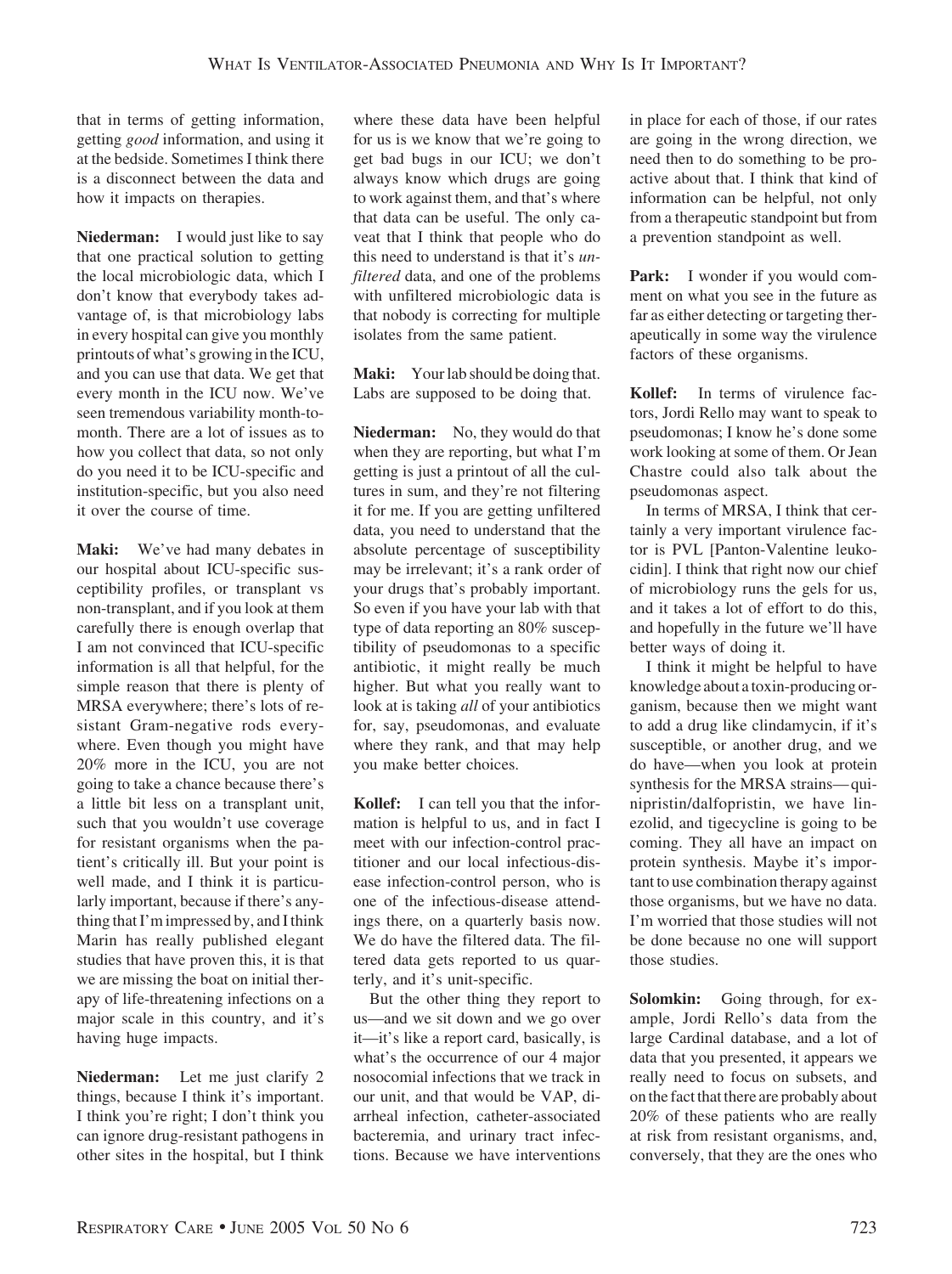that in terms of getting information, getting *good* information, and using it at the bedside. Sometimes I think there is a disconnect between the data and how it impacts on therapies.

**Niederman:** I would just like to say that one practical solution to getting the local microbiologic data, which I don't know that everybody takes advantage of, is that microbiology labs in every hospital can give you monthly printouts of what's growing in the ICU, and you can use that data. We get that every month in the ICU now. We've seen tremendous variability month-to-month. There are a lot of issues as to how you collect that data, so not only do you need it to be ICU-specific and institution-specific, but you also need it over the course of time.

**Maki:** We've had many debates in our hospital about ICU-specific susceptibility profiles, or transplant vs non-transplant, and if you look at them carefully there is enough overlap that I am not convinced that ICU-specific information is all that helpful, for the simple reason that there is plenty of MRSA everywhere; there's lots of resistant Gram-negative rods everywhere. Even though you might have 20% more in the ICU, you are not going to take a chance because there's a little bit less on a transplant unit, such that you wouldn't use coverage for resistant organisms when the patient's critically ill. But your point is well made, and I think it is particularly important, because if there's anything that I'm impressed by, and I think Marin has really published elegant studies that have proven this, it is that we are missing the boat on initial therapy of life-threatening infections on a major scale in this country, and it's having huge impacts.

**Niederman:** Let me just clarify 2 things, because I think it's important. I think you're right; I don't think you can ignore drug-resistant pathogens in other sites in the hospital, but I think where these data have been helpful for us is we know that we're going to get bad bugs in our ICU; we don't always know which drugs are going to work against them, and that's where that data can be useful. The only caveat that I think that people who do this need to understand is that it's *unfiltered* data, and one of the problems with unfiltered microbiologic data is that nobody is correcting for multiple isolates from the same patient.

**Maki:** Your lab should be doing that. Labs are supposed to be doing that.

**Niederman:** No, they would do that when they are reporting, but what I'm getting is just a printout of all the cultures in sum, and they're not filtering it for me. If you are getting unfiltered data, you need to understand that the absolute percentage of susceptibility may be irrelevant; it's a rank order of your drugs that's probably important. So even if you have your lab with that type of data reporting an 80% susceptibility of pseudomonas to a specific antibiotic, it might really be much higher. But what you really want to look at is taking *all* of your antibiotics for, say, pseudomonas, and evaluate where they rank, and that may help you make better choices.

**Kollef:** I can tell you that the information is helpful to us, and in fact I meet with our infection-control practitioner and our local infectious-disease infection-control person, who is one of the infectious-disease attendings there, on a quarterly basis now. We do have the filtered data. The filtered data gets reported to us quarterly, and it's unit-specific.

But the other thing they report to us—and we sit down and we go over it—it's like a report card, basically, is what's the occurrence of our 4 major nosocomial infections that we track in our unit, and that would be VAP, diarrheal infection, catheter-associated bacteremia, and urinary tract infections. Because we have interventions in place for each of those, if our rates are going in the wrong direction, we need then to do something to be proactive about that. I think that kind of information can be helpful, not only from a therapeutic standpoint but from a prevention standpoint as well.

**Park:** I wonder if you would comment on what you see in the future as far as either detecting or targeting therapeutically in some way the virulence factors of these organisms.

**Kollef:** In terms of virulence factors, Jordi Rello may want to speak to pseudomonas; I know he's done some work looking at some of them. Or Jean Chastre could also talk about the pseudomonas aspect.

In terms of MRSA, I think that certainly a very important virulence factor is PVL [Panton-Valentine leukocidin]. I think that right now our chief of microbiology runs the gels for us, and it takes a lot of effort to do this, and hopefully in the future we'll have better ways of doing it.

I think it might be helpful to have knowledge about a toxin-producing organism, because then we might want to add a drug like clindamycin, if it's susceptible, or another drug, and we do have—when you look at protein synthesis for the MRSA strains—quinipristin/dalfopristin, we have linezolid, and tigecycline is going to be coming. They all have an impact on protein synthesis. Maybe it's important to use combination therapy against those organisms, but we have no data. I'm worried that those studies will not be done because no one will support those studies.

**Solomkin:** Going through, for example, Jordi Rello's data from the large Cardinal database, and a lot of data that you presented, it appears we really need to focus on subsets, and on the fact that there are probably about 20% of these patients who are really at risk from resistant organisms, and, conversely, that they are the ones who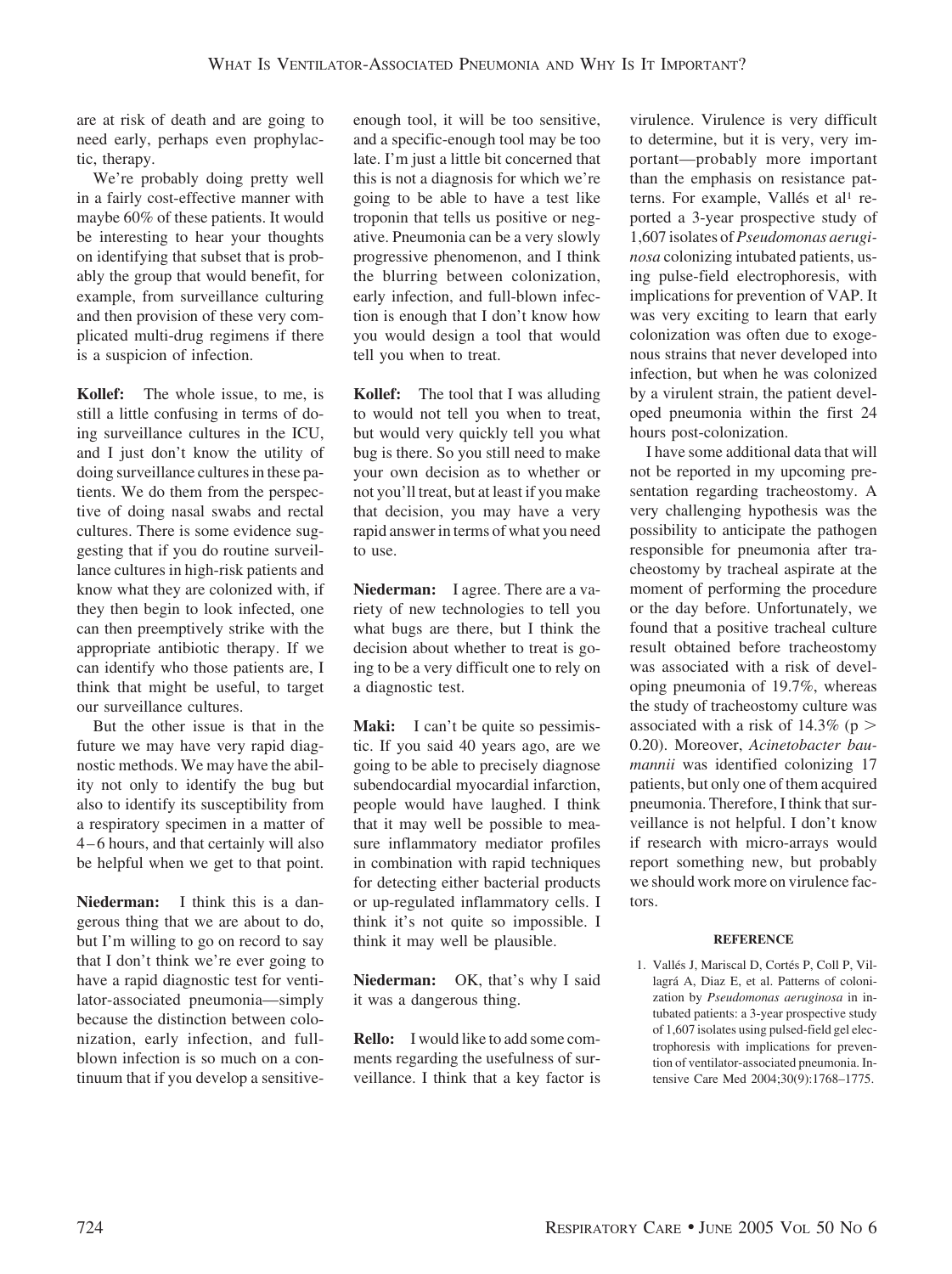are at risk of death and are going to need early, perhaps even prophylactic, therapy.

We're probably doing pretty well in a fairly cost-effective manner with maybe 60% of these patients. It would be interesting to hear your thoughts on identifying that subset that is probably the group that would benefit, for example, from surveillance culturing and then provision of these very complicated multi-drug regimens if there is a suspicion of infection.

**Kollef:** The whole issue, to me, is still a little confusing in terms of doing surveillance cultures in the ICU, and I just don't know the utility of doing surveillance cultures in these patients. We do them from the perspective of doing nasal swabs and rectal cultures. There is some evidence suggesting that if you do routine surveillance cultures in high-risk patients and know what they are colonized with, if they then begin to look infected, one can then preemptively strike with the appropriate antibiotic therapy. If we can identify who those patients are, I think that might be useful, to target our surveillance cultures.

But the other issue is that in the future we may have very rapid diagnostic methods. We may have the ability not only to identify the bug but also to identify its susceptibility from a respiratory specimen in a matter of 4–6 hours, and that certainly will also be helpful when we get to that point.

**Niederman:** I think this is a dangerous thing that we are about to do, but I'm willing to go on record to say that I don't think we're ever going to have a rapid diagnostic test for ventilator-associated pneumonia—simply because the distinction between colonization, early infection, and full-blown infection is so much on a continuum that if you develop a sensitive-enough tool, it will be too sensitive, and a specific-enough tool may be too late. I'm just a little bit concerned that this is not a diagnosis for which we're going to be able to have a test like troponin that tells us positive or negative. Pneumonia can be a very slowly progressive phenomenon, and I think the blurring between colonization, early infection, and full-blown infection is enough that I don't know how you would design a tool that would tell you when to treat.

**Kollef:** The tool that I was alluding to would not tell you when to treat, but would very quickly tell you what bug is there. So you still need to make your own decision as to whether or not you'll treat, but at least if you make that decision, you may have a very rapid answer in terms of what you need to use.

**Niederman:** I agree. There are a variety of new technologies to tell you what bugs are there, but I think the decision about whether to treat is going to be a very difficult one to rely on a diagnostic test.

**Maki:** I can't be quite so pessimistic. If you said 40 years ago, are we going to be able to precisely diagnose subendocardial myocardial infarction, people would have laughed. I think that it may well be possible to measure inflammatory mediator profiles in combination with rapid techniques for detecting either bacterial products or up-regulated inflammatory cells. I think it's not quite so impossible. I think it may well be plausible.

**Niederman:** OK, that's why I said it was a dangerous thing.

**Rello:** I would like to add some comments regarding the usefulness of surveillance. I think that a key factor is virulence. Virulence is very difficult to determine, but it is very, very important—probably more important than the emphasis on resistance patterns. For example, Vallés et al[1] reported a 3-year prospective study of 1,607 isolates of *Pseudomonas aeruginosa* colonizing intubated patients, using pulse-field electrophoresis, with implications for prevention of VAP. It was very exciting to learn that early colonization was often due to exogenous strains that never developed into infection, but when he was colonized by a virulent strain, the patient developed pneumonia within the first 24 hours post-colonization.

I have some additional data that will not be reported in my upcoming presentation regarding tracheostomy. A very challenging hypothesis was the possibility to anticipate the pathogen responsible for pneumonia after tracheostomy by tracheal aspirate at the moment of performing the procedure or the day before. Unfortunately, we found that a positive tracheal culture result obtained before tracheostomy was associated with a risk of developing pneumonia of 19.7%, whereas the study of tracheostomy culture was associated with a risk of 14.3% ($p > 0.20$). Moreover, *Acinetobacter baumannii* was identified colonizing 17 patients, but only one of them acquired pneumonia. Therefore, I think that surveillance is not helpful. I don't know if research with micro-arrays would report something new, but probably we should work more on virulence factors.

#### REFERENCE

1. Vallés J, Mariscal D, Cortés P, Coll P, Villagrá A, Diaz E, et al. Patterns of colonization by *Pseudomonas aeruginosa* in intubated patients: a 3-year prospective study of 1,607 isolates using pulsed-field gel electrophoresis with implications for prevention of ventilator-associated pneumonia. Intensive Care Med 2004;30(9):1768–1775.